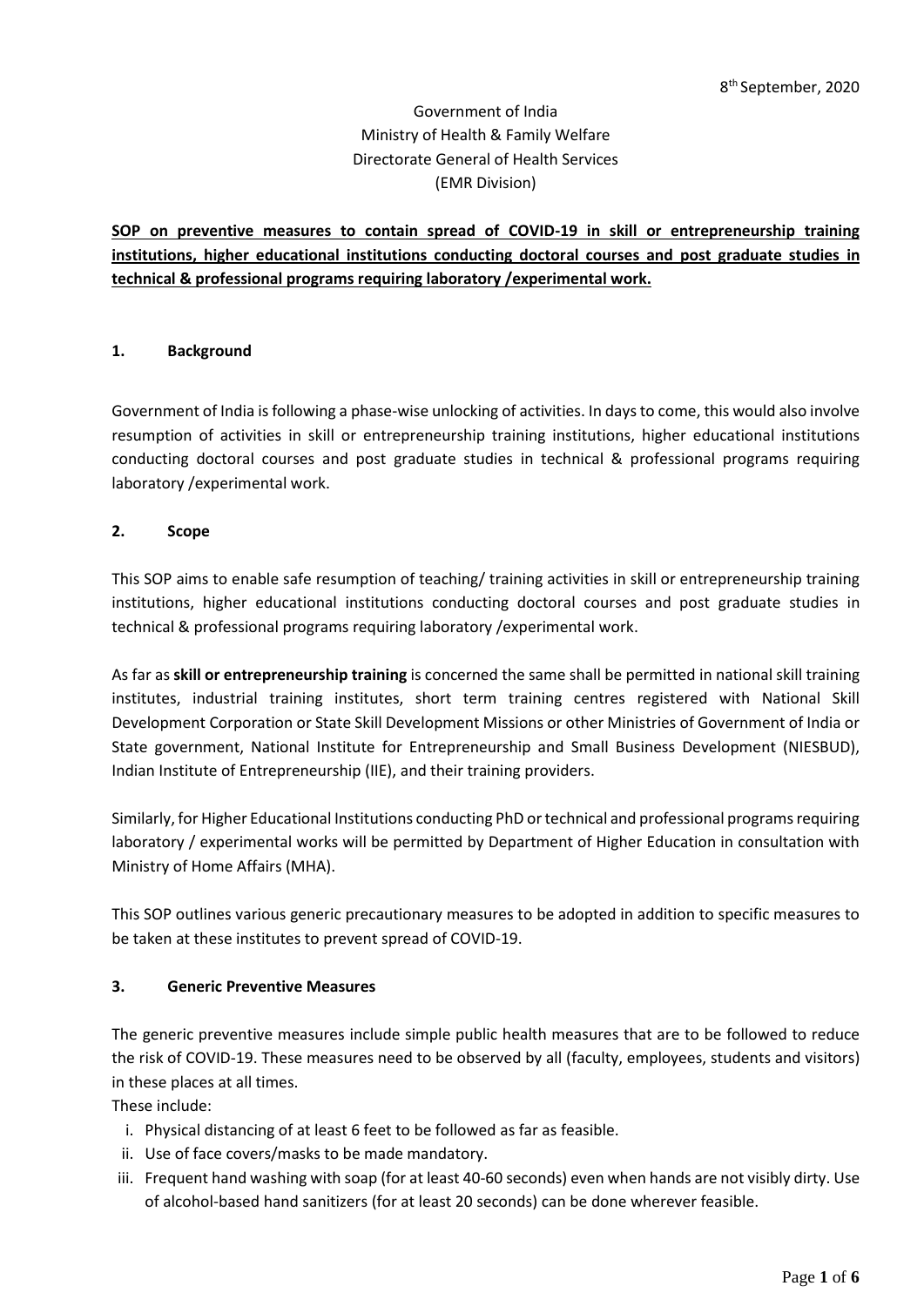8th September, 2020

Government of India
Ministry of Health & Family Welfare
Directorate General of Health Services
(EMR Division)

**SOP on preventive measures to contain spread of COVID-19 in skill or entrepreneurship training institutions, higher educational institutions conducting doctoral courses and post graduate studies in technical & professional programs requiring laboratory /experimental work.**

## 1. Background

Government of India is following a phase-wise unlocking of activities. In days to come, this would also involve resumption of activities in skill or entrepreneurship training institutions, higher educational institutions conducting doctoral courses and post graduate studies in technical & professional programs requiring laboratory /experimental work.

## 2. Scope

This SOP aims to enable safe resumption of teaching/ training activities in skill or entrepreneurship training institutions, higher educational institutions conducting doctoral courses and post graduate studies in technical & professional programs requiring laboratory /experimental work.

As far as **skill or entrepreneurship training** is concerned the same shall be permitted in national skill training institutes, industrial training institutes, short term training centres registered with National Skill Development Corporation or State Skill Development Missions or other Ministries of Government of India or State government, National Institute for Entrepreneurship and Small Business Development (NIESBUD), Indian Institute of Entrepreneurship (IIE), and their training providers.

Similarly, for Higher Educational Institutions conducting PhD or technical and professional programs requiring laboratory / experimental works will be permitted by Department of Higher Education in consultation with Ministry of Home Affairs (MHA).

This SOP outlines various generic precautionary measures to be adopted in addition to specific measures to be taken at these institutes to prevent spread of COVID-19.

## 3. Generic Preventive Measures

The generic preventive measures include simple public health measures that are to be followed to reduce the risk of COVID-19. These measures need to be observed by all (faculty, employees, students and visitors) in these places at all times.

These include:

i. Physical distancing of at least 6 feet to be followed as far as feasible.
ii. Use of face covers/masks to be made mandatory.
iii. Frequent hand washing with soap (for at least 40-60 seconds) even when hands are not visibly dirty. Use of alcohol-based hand sanitizers (for at least 20 seconds) can be done wherever feasible.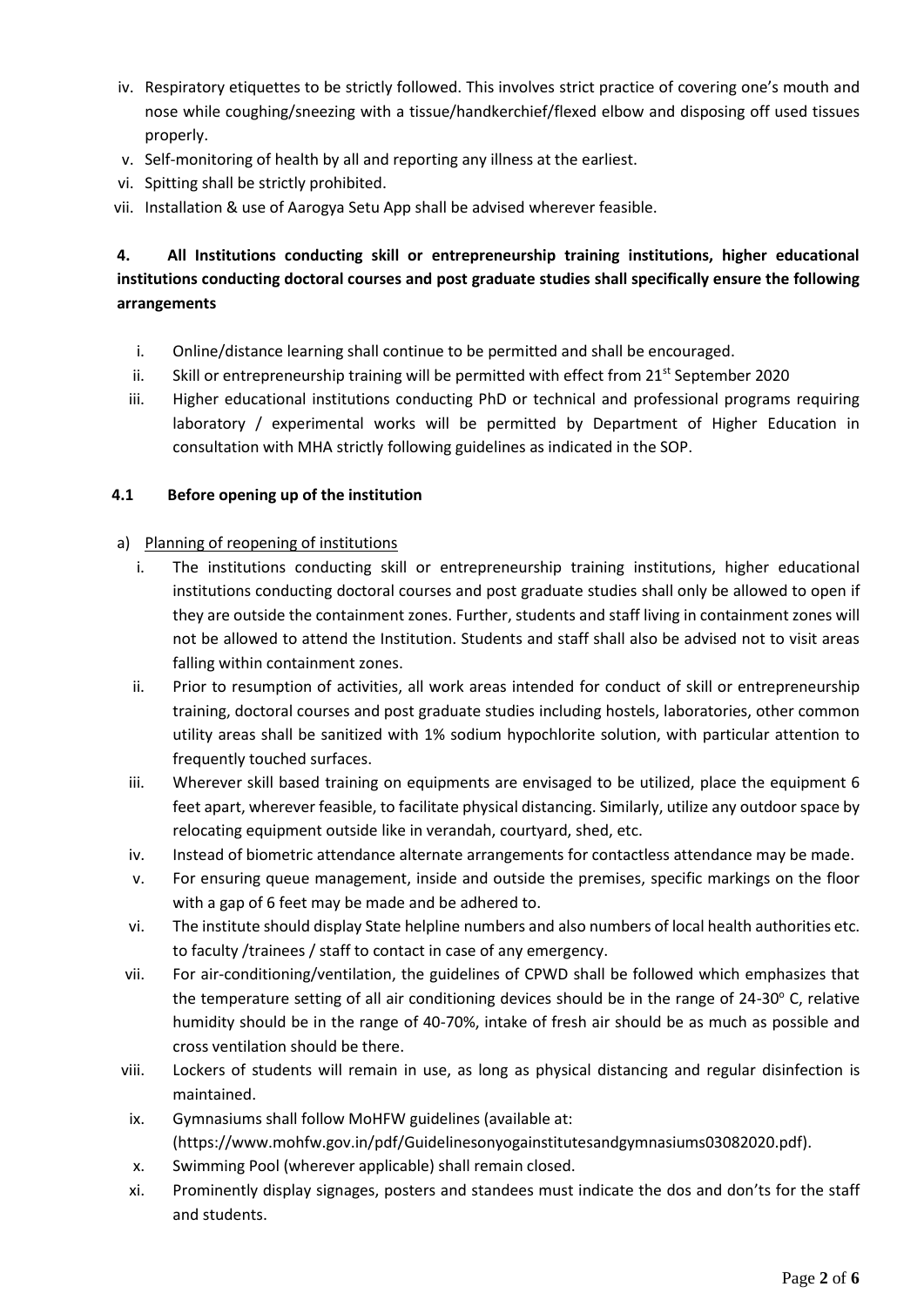iv. Respiratory etiquettes to be strictly followed. This involves strict practice of covering one's mouth and nose while coughing/sneezing with a tissue/handkerchief/flexed elbow and disposing off used tissues properly.
v. Self-monitoring of health by all and reporting any illness at the earliest.
vi. Spitting shall be strictly prohibited.
vii. Installation & use of Aarogya Setu App shall be advised wherever feasible.

**4. All Institutions conducting skill or entrepreneurship training institutions, higher educational institutions conducting doctoral courses and post graduate studies shall specifically ensure the following arrangements**

i. Online/distance learning shall continue to be permitted and shall be encouraged.
ii. Skill or entrepreneurship training will be permitted with effect from 21st September 2020
iii. Higher educational institutions conducting PhD or technical and professional programs requiring laboratory / experimental works will be permitted by Department of Higher Education in consultation with MHA strictly following guidelines as indicated in the SOP.

**4.1 Before opening up of the institution**

a) Planning of reopening of institutions

i. The institutions conducting skill or entrepreneurship training institutions, higher educational institutions conducting doctoral courses and post graduate studies shall only be allowed to open if they are outside the containment zones. Further, students and staff living in containment zones will not be allowed to attend the Institution. Students and staff shall also be advised not to visit areas falling within containment zones.
ii. Prior to resumption of activities, all work areas intended for conduct of skill or entrepreneurship training, doctoral courses and post graduate studies including hostels, laboratories, other common utility areas shall be sanitized with 1% sodium hypochlorite solution, with particular attention to frequently touched surfaces.
iii. Wherever skill based training on equipments are envisaged to be utilized, place the equipment 6 feet apart, wherever feasible, to facilitate physical distancing. Similarly, utilize any outdoor space by relocating equipment outside like in verandah, courtyard, shed, etc.
iv. Instead of biometric attendance alternate arrangements for contactless attendance may be made.
v. For ensuring queue management, inside and outside the premises, specific markings on the floor with a gap of 6 feet may be made and be adhered to.
vi. The institute should display State helpline numbers and also numbers of local health authorities etc. to faculty /trainees / staff to contact in case of any emergency.
vii. For air-conditioning/ventilation, the guidelines of CPWD shall be followed which emphasizes that the temperature setting of all air conditioning devices should be in the range of 24-30$^{o}$ C, relative humidity should be in the range of 40-70%, intake of fresh air should be as much as possible and cross ventilation should be there.
viii. Lockers of students will remain in use, as long as physical distancing and regular disinfection is maintained.
ix. Gymnasiums shall follow MoHFW guidelines (available at: (https://www.mohfw.gov.in/pdf/Guidelinesonyogainstitutesandgymnasiums03082020.pdf).
x. Swimming Pool (wherever applicable) shall remain closed.
xi. Prominently display signages, posters and standees must indicate the dos and don'ts for the staff and students.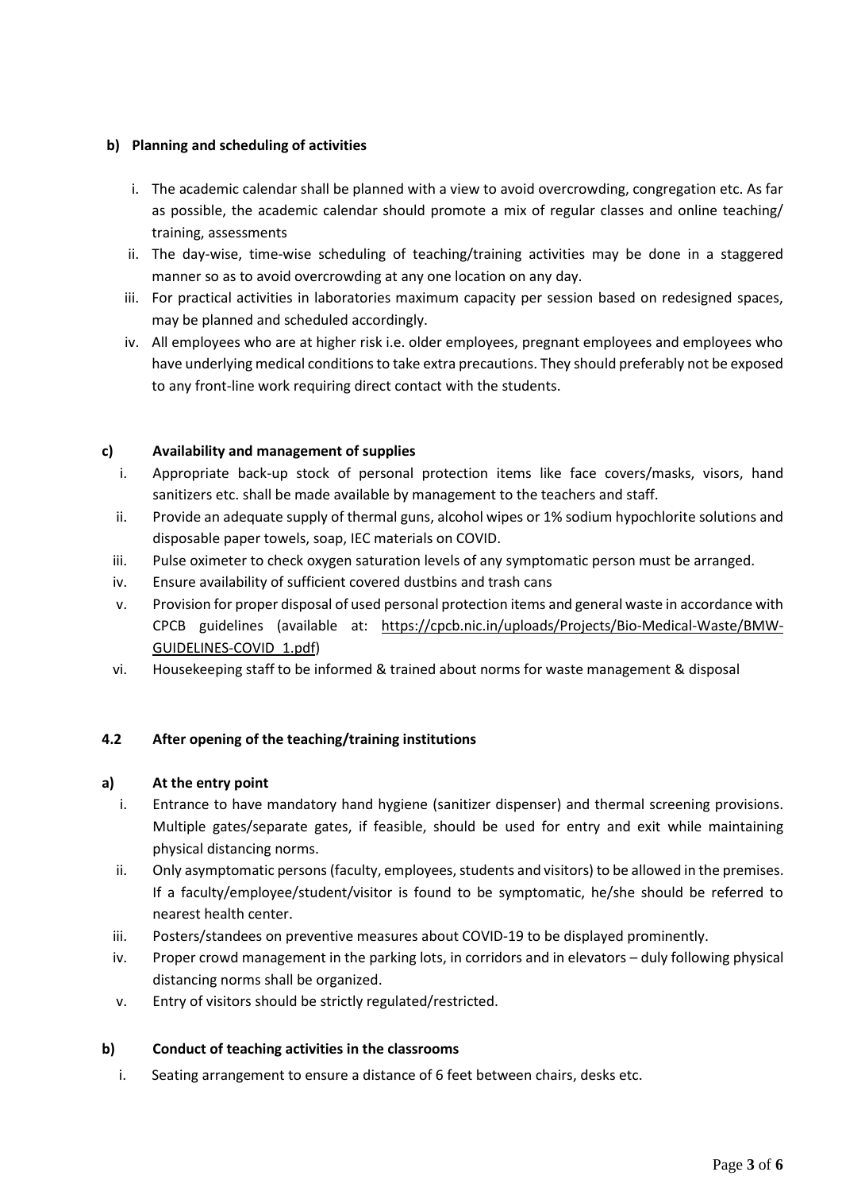**b) Planning and scheduling of activities**

i. The academic calendar shall be planned with a view to avoid overcrowding, congregation etc. As far as possible, the academic calendar should promote a mix of regular classes and online teaching/ training, assessments

ii. The day-wise, time-wise scheduling of teaching/training activities may be done in a staggered manner so as to avoid overcrowding at any one location on any day.

iii. For practical activities in laboratories maximum capacity per session based on redesigned spaces, may be planned and scheduled accordingly.

iv. All employees who are at higher risk i.e. older employees, pregnant employees and employees who have underlying medical conditions to take extra precautions. They should preferably not be exposed to any front-line work requiring direct contact with the students.

**c) Availability and management of supplies**

i. Appropriate back-up stock of personal protection items like face covers/masks, visors, hand sanitizers etc. shall be made available by management to the teachers and staff.

ii. Provide an adequate supply of thermal guns, alcohol wipes or 1% sodium hypochlorite solutions and disposable paper towels, soap, IEC materials on COVID.

iii. Pulse oximeter to check oxygen saturation levels of any symptomatic person must be arranged.

iv. Ensure availability of sufficient covered dustbins and trash cans

v. Provision for proper disposal of used personal protection items and general waste in accordance with CPCB guidelines (available at: https://cpcb.nic.in/uploads/Projects/Bio-Medical-Waste/BMW-GUIDELINES-COVID_1.pdf)

vi. Housekeeping staff to be informed & trained about norms for waste management & disposal

**4.2 After opening of the teaching/training institutions**

**a) At the entry point**

i. Entrance to have mandatory hand hygiene (sanitizer dispenser) and thermal screening provisions. Multiple gates/separate gates, if feasible, should be used for entry and exit while maintaining physical distancing norms.

ii. Only asymptomatic persons (faculty, employees, students and visitors) to be allowed in the premises. If a faculty/employee/student/visitor is found to be symptomatic, he/she should be referred to nearest health center.

iii. Posters/standees on preventive measures about COVID-19 to be displayed prominently.

iv. Proper crowd management in the parking lots, in corridors and in elevators – duly following physical distancing norms shall be organized.

v. Entry of visitors should be strictly regulated/restricted.

**b) Conduct of teaching activities in the classrooms**

i. Seating arrangement to ensure a distance of 6 feet between chairs, desks etc.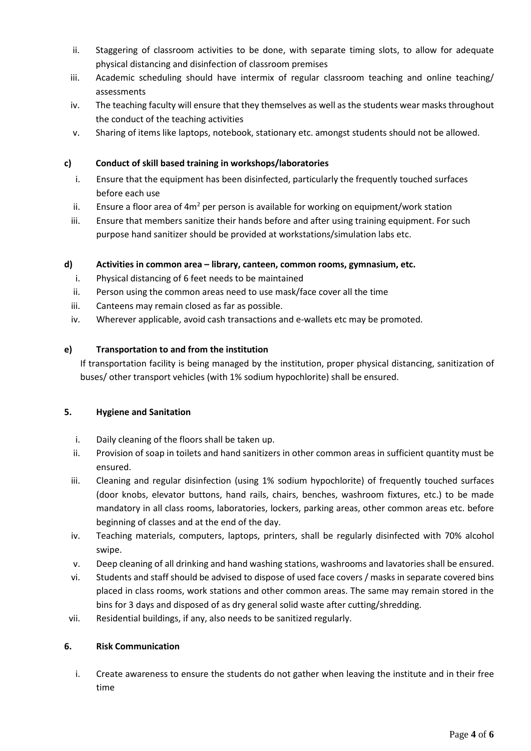ii. Staggering of classroom activities to be done, with separate timing slots, to allow for adequate physical distancing and disinfection of classroom premises

iii. Academic scheduling should have intermix of regular classroom teaching and online teaching/ assessments

iv. The teaching faculty will ensure that they themselves as well as the students wear masks throughout the conduct of the teaching activities

v. Sharing of items like laptops, notebook, stationary etc. amongst students should not be allowed.

**c) Conduct of skill based training in workshops/laboratories**

i. Ensure that the equipment has been disinfected, particularly the frequently touched surfaces before each use

ii. Ensure a floor area of $4m^2$ per person is available for working on equipment/work station

iii. Ensure that members sanitize their hands before and after using training equipment. For such purpose hand sanitizer should be provided at workstations/simulation labs etc.

**d) Activities in common area – library, canteen, common rooms, gymnasium, etc.**

i. Physical distancing of 6 feet needs to be maintained

ii. Person using the common areas need to use mask/face cover all the time

iii. Canteens may remain closed as far as possible.

iv. Wherever applicable, avoid cash transactions and e-wallets etc may be promoted.

**e) Transportation to and from the institution**

If transportation facility is being managed by the institution, proper physical distancing, sanitization of buses/ other transport vehicles (with 1% sodium hypochlorite) shall be ensured.

**5. Hygiene and Sanitation**

i. Daily cleaning of the floors shall be taken up.

ii. Provision of soap in toilets and hand sanitizers in other common areas in sufficient quantity must be ensured.

iii. Cleaning and regular disinfection (using 1% sodium hypochlorite) of frequently touched surfaces (door knobs, elevator buttons, hand rails, chairs, benches, washroom fixtures, etc.) to be made mandatory in all class rooms, laboratories, lockers, parking areas, other common areas etc. before beginning of classes and at the end of the day.

iv. Teaching materials, computers, laptops, printers, shall be regularly disinfected with 70% alcohol swipe.

v. Deep cleaning of all drinking and hand washing stations, washrooms and lavatories shall be ensured.

vi. Students and staff should be advised to dispose of used face covers / masks in separate covered bins placed in class rooms, work stations and other common areas. The same may remain stored in the bins for 3 days and disposed of as dry general solid waste after cutting/shredding.

vii. Residential buildings, if any, also needs to be sanitized regularly.

**6. Risk Communication**

i. Create awareness to ensure the students do not gather when leaving the institute and in their free time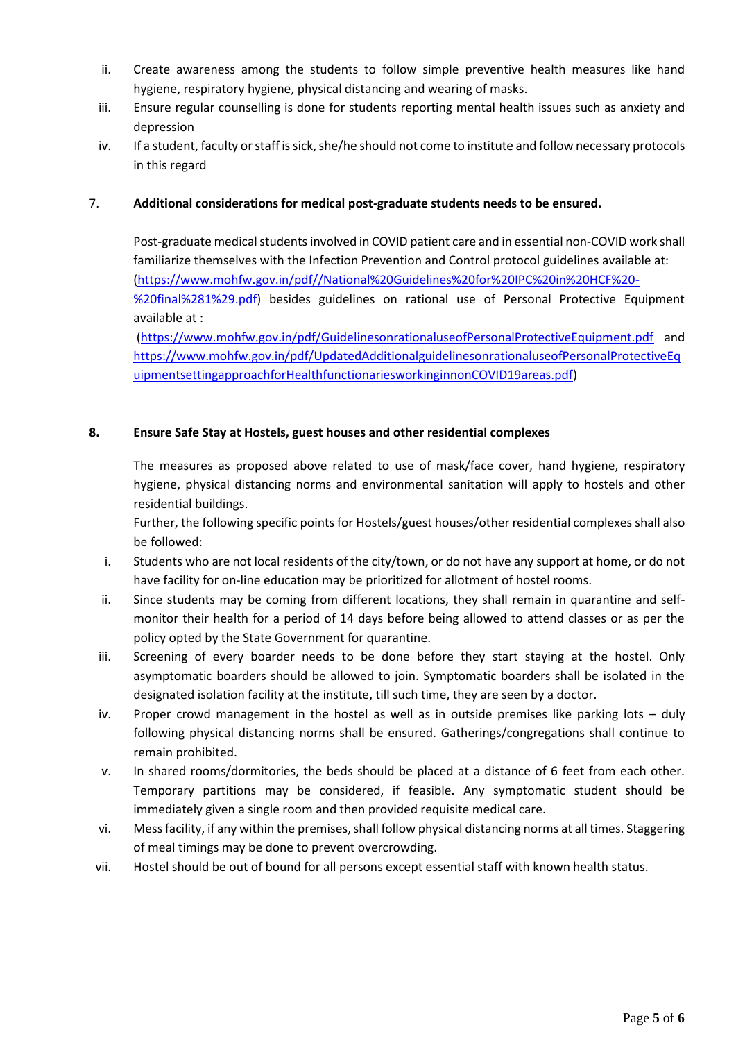ii. Create awareness among the students to follow simple preventive health measures like hand hygiene, respiratory hygiene, physical distancing and wearing of masks.

iii. Ensure regular counselling is done for students reporting mental health issues such as anxiety and depression

iv. If a student, faculty or staff is sick, she/he should not come to institute and follow necessary protocols in this regard

7. **Additional considerations for medical post-graduate students needs to be ensured.**

Post-graduate medical students involved in COVID patient care and in essential non-COVID work shall familiarize themselves with the Infection Prevention and Control protocol guidelines available at: (https://www.mohfw.gov.in/pdf//National%20Guidelines%20for%20IPC%20in%20HCF%20-%20final%281%29.pdf) besides guidelines on rational use of Personal Protective Equipment available at :

(https://www.mohfw.gov.in/pdf/GuidelinesonrationaluseofPersonalProtectiveEquipment.pdf and https://www.mohfw.gov.in/pdf/UpdatedAdditionalguidelinesonrationaluseofPersonalProtectiveEquipmentsettingapproachforHealthfunctionariesworkinginnonCOVID19areas.pdf)

**8. Ensure Safe Stay at Hostels, guest houses and other residential complexes**

The measures as proposed above related to use of mask/face cover, hand hygiene, respiratory hygiene, physical distancing norms and environmental sanitation will apply to hostels and other residential buildings.

Further, the following specific points for Hostels/guest houses/other residential complexes shall also be followed:

i. Students who are not local residents of the city/town, or do not have any support at home, or do not have facility for on-line education may be prioritized for allotment of hostel rooms.

ii. Since students may be coming from different locations, they shall remain in quarantine and self-monitor their health for a period of 14 days before being allowed to attend classes or as per the policy opted by the State Government for quarantine.

iii. Screening of every boarder needs to be done before they start staying at the hostel. Only asymptomatic boarders should be allowed to join. Symptomatic boarders shall be isolated in the designated isolation facility at the institute, till such time, they are seen by a doctor.

iv. Proper crowd management in the hostel as well as in outside premises like parking lots – duly following physical distancing norms shall be ensured. Gatherings/congregations shall continue to remain prohibited.

v. In shared rooms/dormitories, the beds should be placed at a distance of 6 feet from each other. Temporary partitions may be considered, if feasible. Any symptomatic student should be immediately given a single room and then provided requisite medical care.

vi. Mess facility, if any within the premises, shall follow physical distancing norms at all times. Staggering of meal timings may be done to prevent overcrowding.

vii. Hostel should be out of bound for all persons except essential staff with known health status.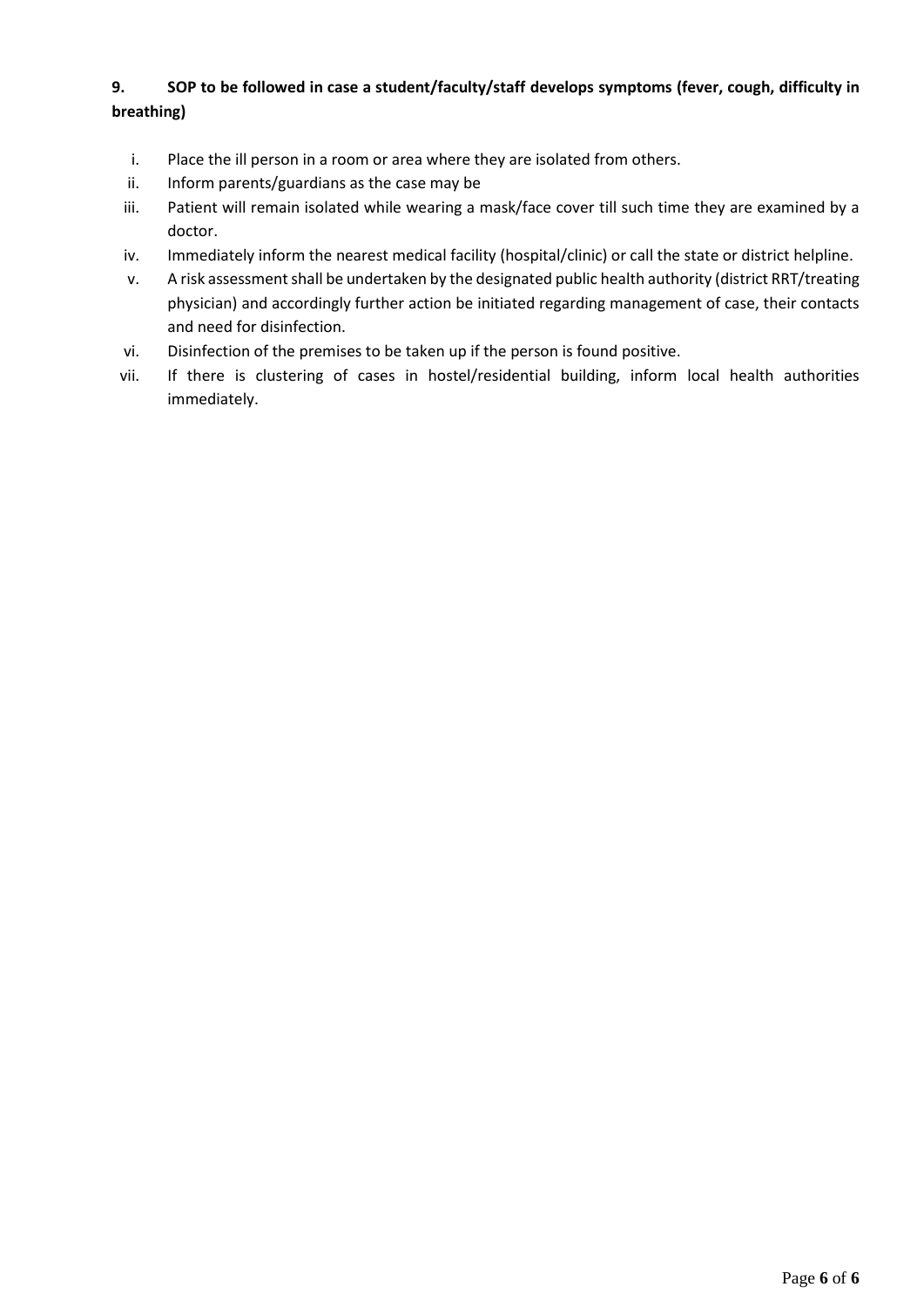**9. SOP to be followed in case a student/faculty/staff develops symptoms (fever, cough, difficulty in breathing)**

i. Place the ill person in a room or area where they are isolated from others.

ii. Inform parents/guardians as the case may be

iii. Patient will remain isolated while wearing a mask/face cover till such time they are examined by a doctor.

iv. Immediately inform the nearest medical facility (hospital/clinic) or call the state or district helpline.

v. A risk assessment shall be undertaken by the designated public health authority (district RRT/treating physician) and accordingly further action be initiated regarding management of case, their contacts and need for disinfection.

vi. Disinfection of the premises to be taken up if the person is found positive.

vii. If there is clustering of cases in hostel/residential building, inform local health authorities immediately.